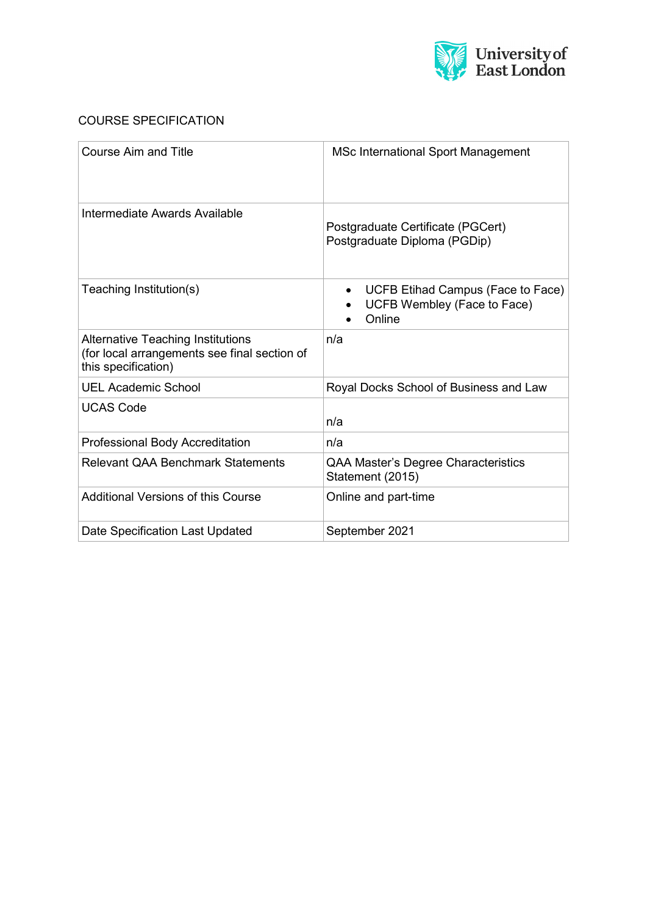University of East London

# COURSE SPECIFICATION

| Course Aim and Title | MSc International Sport Management |
|---|---|
| Intermediate Awards Available | Postgraduate Certificate (PGCert)<br>Postgraduate Diploma (PGDip) |
| Teaching Institution(s) | • UCFB Etihad Campus (Face to Face)<br>• UCFB Wembley (Face to Face)<br>• Online |
| Alternative Teaching Institutions<br>(for local arrangements see final section of this specification) | n/a |
| UEL Academic School | Royal Docks School of Business and Law |
| UCAS Code | n/a |
| Professional Body Accreditation | n/a |
| Relevant QAA Benchmark Statements | QAA Master's Degree Characteristics Statement (2015) |
| Additional Versions of this Course | Online and part-time |
| Date Specification Last Updated | September 2021 |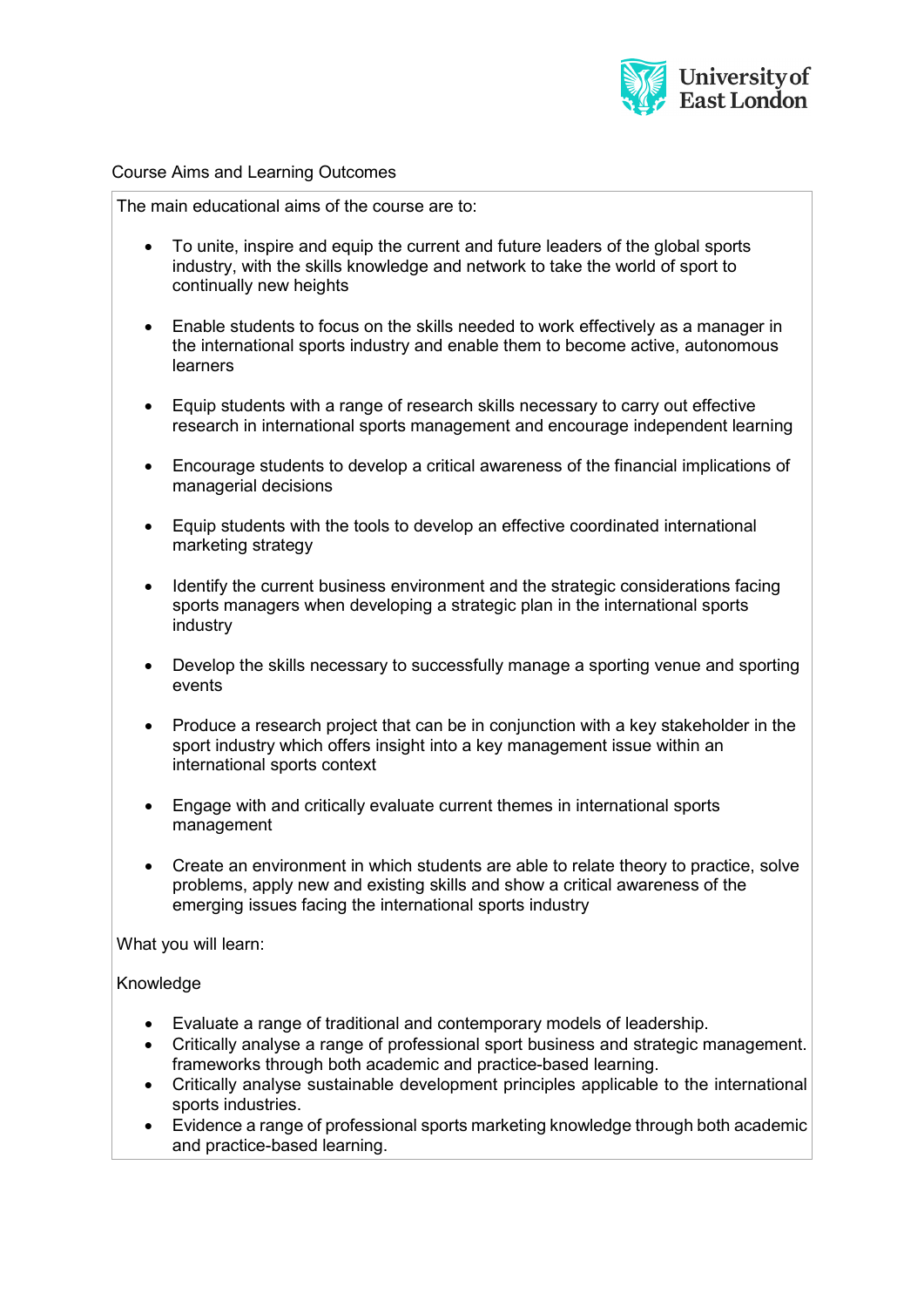Course Aims and Learning Outcomes

The main educational aims of the course are to:

- To unite, inspire and equip the current and future leaders of the global sports industry, with the skills knowledge and network to take the world of sport to continually new heights
- Enable students to focus on the skills needed to work effectively as a manager in the international sports industry and enable them to become active, autonomous learners
- Equip students with a range of research skills necessary to carry out effective research in international sports management and encourage independent learning
- Encourage students to develop a critical awareness of the financial implications of managerial decisions
- Equip students with the tools to develop an effective coordinated international marketing strategy
- Identify the current business environment and the strategic considerations facing sports managers when developing a strategic plan in the international sports industry
- Develop the skills necessary to successfully manage a sporting venue and sporting events
- Produce a research project that can be in conjunction with a key stakeholder in the sport industry which offers insight into a key management issue within an international sports context
- Engage with and critically evaluate current themes in international sports management
- Create an environment in which students are able to relate theory to practice, solve problems, apply new and existing skills and show a critical awareness of the emerging issues facing the international sports industry

What you will learn:

Knowledge

- Evaluate a range of traditional and contemporary models of leadership.
- Critically analyse a range of professional sport business and strategic management. frameworks through both academic and practice-based learning.
- Critically analyse sustainable development principles applicable to the international sports industries.
- Evidence a range of professional sports marketing knowledge through both academic and practice-based learning.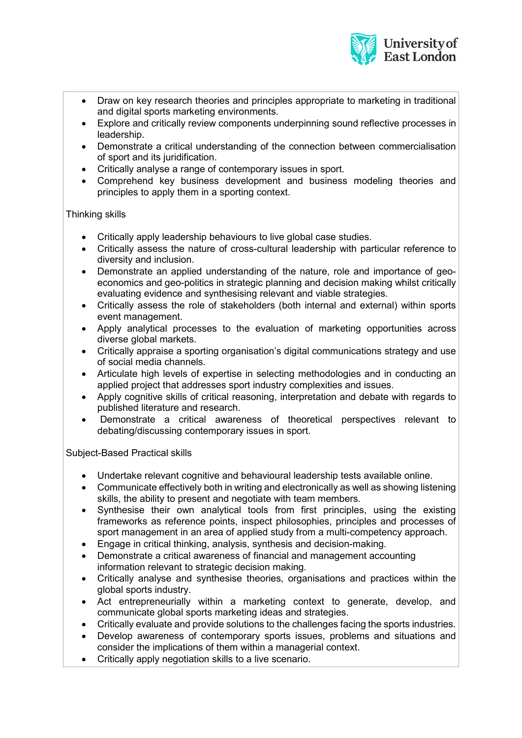- Draw on key research theories and principles appropriate to marketing in traditional and digital sports marketing environments.
- Explore and critically review components underpinning sound reflective processes in leadership.
- Demonstrate a critical understanding of the connection between commercialisation of sport and its juridification.
- Critically analyse a range of contemporary issues in sport.
- Comprehend key business development and business modeling theories and principles to apply them in a sporting context.

Thinking skills

- Critically apply leadership behaviours to live global case studies.
- Critically assess the nature of cross-cultural leadership with particular reference to diversity and inclusion.
- Demonstrate an applied understanding of the nature, role and importance of geo-economics and geo-politics in strategic planning and decision making whilst critically evaluating evidence and synthesising relevant and viable strategies.
- Critically assess the role of stakeholders (both internal and external) within sports event management.
- Apply analytical processes to the evaluation of marketing opportunities across diverse global markets.
- Critically appraise a sporting organisation's digital communications strategy and use of social media channels.
- Articulate high levels of expertise in selecting methodologies and in conducting an applied project that addresses sport industry complexities and issues.
- Apply cognitive skills of critical reasoning, interpretation and debate with regards to published literature and research.
- Demonstrate a critical awareness of theoretical perspectives relevant to debating/discussing contemporary issues in sport.

Subject-Based Practical skills

- Undertake relevant cognitive and behavioural leadership tests available online.
- Communicate effectively both in writing and electronically as well as showing listening skills, the ability to present and negotiate with team members.
- Synthesise their own analytical tools from first principles, using the existing frameworks as reference points, inspect philosophies, principles and processes of sport management in an area of applied study from a multi-competency approach.
- Engage in critical thinking, analysis, synthesis and decision-making.
- Demonstrate a critical awareness of financial and management accounting information relevant to strategic decision making.
- Critically analyse and synthesise theories, organisations and practices within the global sports industry.
- Act entrepreneurially within a marketing context to generate, develop, and communicate global sports marketing ideas and strategies.
- Critically evaluate and provide solutions to the challenges facing the sports industries.
- Develop awareness of contemporary sports issues, problems and situations and consider the implications of them within a managerial context.
- Critically apply negotiation skills to a live scenario.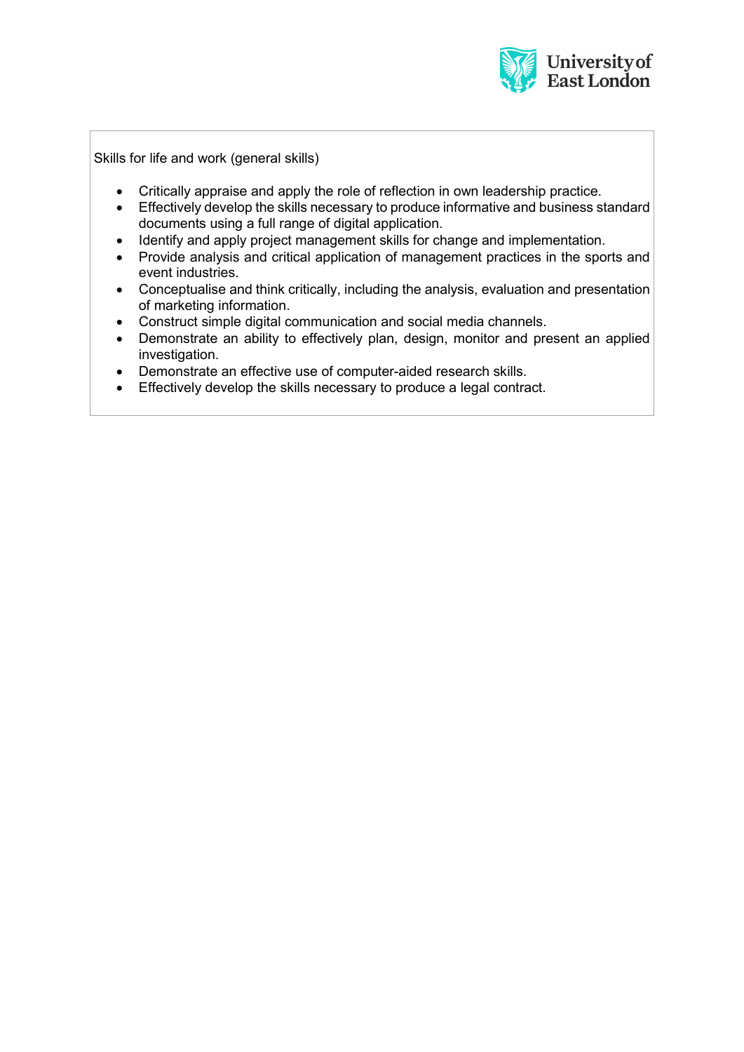Skills for life and work (general skills)

- Critically appraise and apply the role of reflection in own leadership practice.
- Effectively develop the skills necessary to produce informative and business standard documents using a full range of digital application.
- Identify and apply project management skills for change and implementation.
- Provide analysis and critical application of management practices in the sports and event industries.
- Conceptualise and think critically, including the analysis, evaluation and presentation of marketing information.
- Construct simple digital communication and social media channels.
- Demonstrate an ability to effectively plan, design, monitor and present an applied investigation.
- Demonstrate an effective use of computer-aided research skills.
- Effectively develop the skills necessary to produce a legal contract.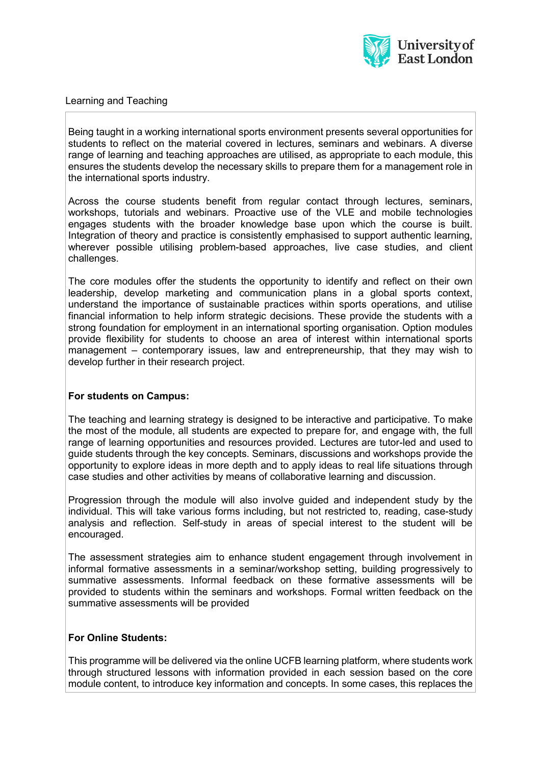Learning and Teaching

Being taught in a working international sports environment presents several opportunities for students to reflect on the material covered in lectures, seminars and webinars. A diverse range of learning and teaching approaches are utilised, as appropriate to each module, this ensures the students develop the necessary skills to prepare them for a management role in the international sports industry.

Across the course students benefit from regular contact through lectures, seminars, workshops, tutorials and webinars. Proactive use of the VLE and mobile technologies engages students with the broader knowledge base upon which the course is built. Integration of theory and practice is consistently emphasised to support authentic learning, wherever possible utilising problem-based approaches, live case studies, and client challenges.

The core modules offer the students the opportunity to identify and reflect on their own leadership, develop marketing and communication plans in a global sports context, understand the importance of sustainable practices within sports operations, and utilise financial information to help inform strategic decisions. These provide the students with a strong foundation for employment in an international sporting organisation. Option modules provide flexibility for students to choose an area of interest within international sports management – contemporary issues, law and entrepreneurship, that they may wish to develop further in their research project.

**For students on Campus:**

The teaching and learning strategy is designed to be interactive and participative. To make the most of the module, all students are expected to prepare for, and engage with, the full range of learning opportunities and resources provided. Lectures are tutor-led and used to guide students through the key concepts. Seminars, discussions and workshops provide the opportunity to explore ideas in more depth and to apply ideas to real life situations through case studies and other activities by means of collaborative learning and discussion.

Progression through the module will also involve guided and independent study by the individual. This will take various forms including, but not restricted to, reading, case-study analysis and reflection. Self-study in areas of special interest to the student will be encouraged.

The assessment strategies aim to enhance student engagement through involvement in informal formative assessments in a seminar/workshop setting, building progressively to summative assessments. Informal feedback on these formative assessments will be provided to students within the seminars and workshops. Formal written feedback on the summative assessments will be provided

**For Online Students:**

This programme will be delivered via the online UCFB learning platform, where students work through structured lessons with information provided in each session based on the core module content, to introduce key information and concepts. In some cases, this replaces the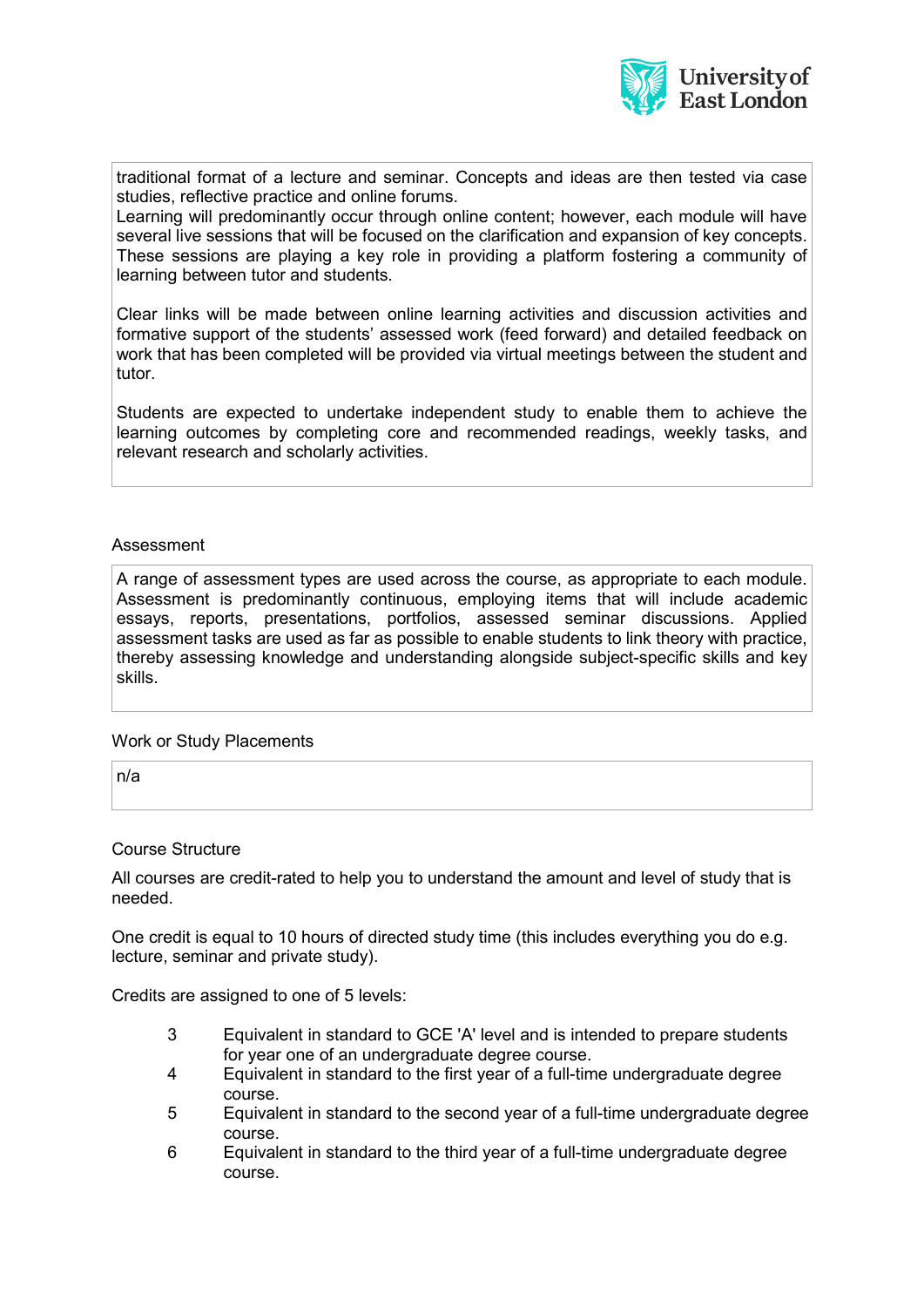traditional format of a lecture and seminar. Concepts and ideas are then tested via case studies, reflective practice and online forums.
Learning will predominantly occur through online content; however, each module will have several live sessions that will be focused on the clarification and expansion of key concepts. These sessions are playing a key role in providing a platform fostering a community of learning between tutor and students.

Clear links will be made between online learning activities and discussion activities and formative support of the students' assessed work (feed forward) and detailed feedback on work that has been completed will be provided via virtual meetings between the student and tutor.

Students are expected to undertake independent study to enable them to achieve the learning outcomes by completing core and recommended readings, weekly tasks, and relevant research and scholarly activities.

## Assessment

A range of assessment types are used across the course, as appropriate to each module. Assessment is predominantly continuous, employing items that will include academic essays, reports, presentations, portfolios, assessed seminar discussions. Applied assessment tasks are used as far as possible to enable students to link theory with practice, thereby assessing knowledge and understanding alongside subject-specific skills and key skills.

## Work or Study Placements

n/a

## Course Structure

All courses are credit-rated to help you to understand the amount and level of study that is needed.

One credit is equal to 10 hours of directed study time (this includes everything you do e.g. lecture, seminar and private study).

Credits are assigned to one of 5 levels:

- 3 Equivalent in standard to GCE 'A' level and is intended to prepare students for year one of an undergraduate degree course.
- 4 Equivalent in standard to the first year of a full-time undergraduate degree course.
- 5 Equivalent in standard to the second year of a full-time undergraduate degree course.
- 6 Equivalent in standard to the third year of a full-time undergraduate degree course.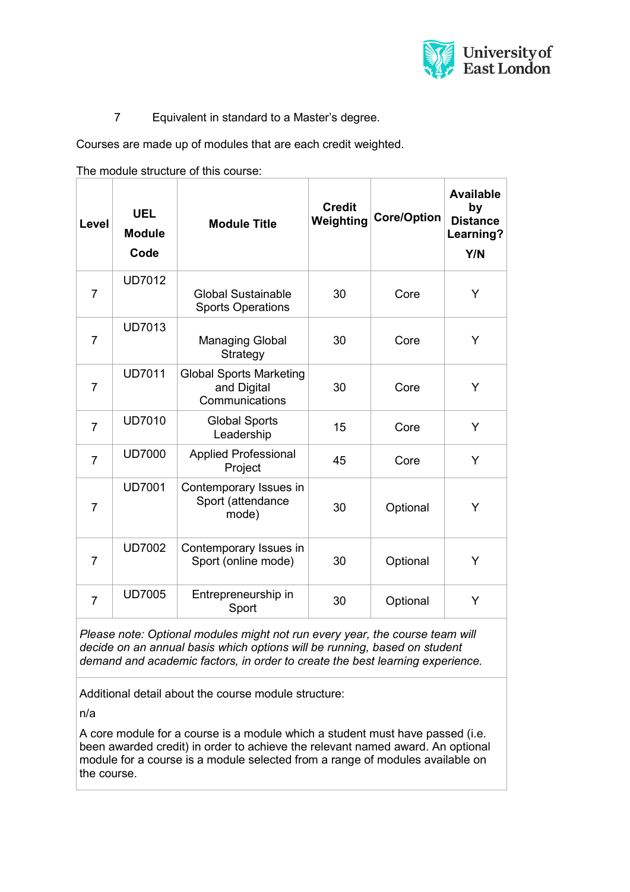7 Equivalent in standard to a Master's degree.

Courses are made up of modules that are each credit weighted.

The module structure of this course:

| Level | UEL Module Code | Module Title | Credit Weighting | Core/Option | Available by Distance Learning? Y/N |
|---|---|---|---|---|---|
| 7 | UD7012 | Global Sustainable Sports Operations | 30 | Core | Y |
| 7 | UD7013 | Managing Global Strategy | 30 | Core | Y |
| 7 | UD7011 | Global Sports Marketing and Digital Communications | 30 | Core | Y |
| 7 | UD7010 | Global Sports Leadership | 15 | Core | Y |
| 7 | UD7000 | Applied Professional Project | 45 | Core | Y |
| 7 | UD7001 | Contemporary Issues in Sport (attendance mode) | 30 | Optional | Y |
| 7 | UD7002 | Contemporary Issues in Sport (online mode) | 30 | Optional | Y |
| 7 | UD7005 | Entrepreneurship in Sport | 30 | Optional | Y |

*Please note: Optional modules might not run every year, the course team will decide on an annual basis which options will be running, based on student demand and academic factors, in order to create the best learning experience.*

Additional detail about the course module structure:

n/a

A core module for a course is a module which a student must have passed (i.e. been awarded credit) in order to achieve the relevant named award. An optional module for a course is a module selected from a range of modules available on the course.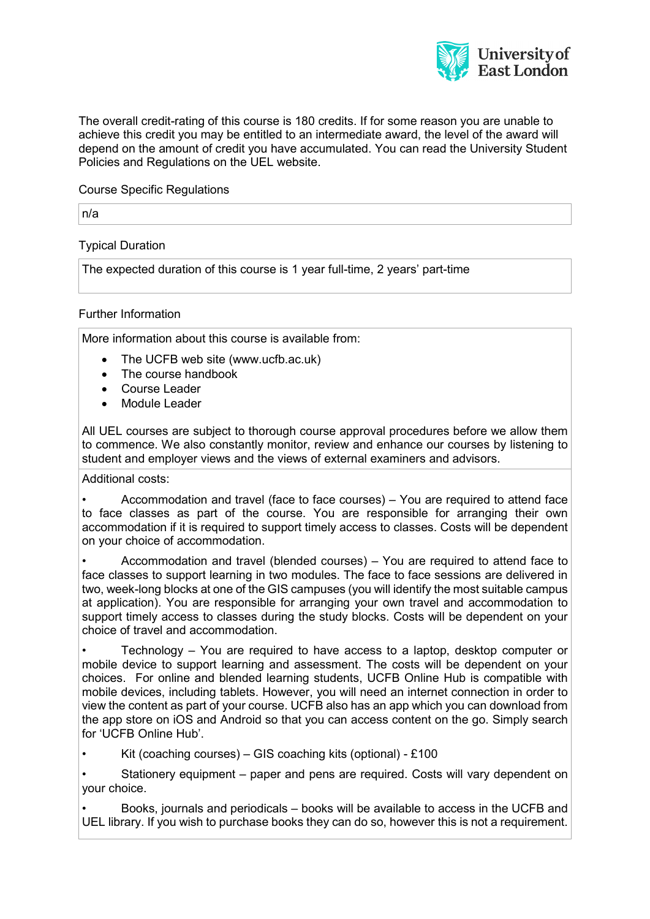The overall credit-rating of this course is 180 credits. If for some reason you are unable to achieve this credit you may be entitled to an intermediate award, the level of the award will depend on the amount of credit you have accumulated. You can read the University Student Policies and Regulations on the UEL website.

Course Specific Regulations

n/a

Typical Duration

The expected duration of this course is 1 year full-time, 2 years' part-time

Further Information

More information about this course is available from:

- The UCFB web site (www.ucfb.ac.uk)
- The course handbook
- Course Leader
- Module Leader

All UEL courses are subject to thorough course approval procedures before we allow them to commence. We also constantly monitor, review and enhance our courses by listening to student and employer views and the views of external examiners and advisors.

Additional costs:

- Accommodation and travel (face to face courses) – You are required to attend face to face classes as part of the course. You are responsible for arranging their own accommodation if it is required to support timely access to classes. Costs will be dependent on your choice of accommodation.
- Accommodation and travel (blended courses) – You are required to attend face to face classes to support learning in two modules. The face to face sessions are delivered in two, week-long blocks at one of the GIS campuses (you will identify the most suitable campus at application). You are responsible for arranging your own travel and accommodation to support timely access to classes during the study blocks. Costs will be dependent on your choice of travel and accommodation.
- Technology – You are required to have access to a laptop, desktop computer or mobile device to support learning and assessment. The costs will be dependent on your choices. For online and blended learning students, UCFB Online Hub is compatible with mobile devices, including tablets. However, you will need an internet connection in order to view the content as part of your course. UCFB also has an app which you can download from the app store on iOS and Android so that you can access content on the go. Simply search for 'UCFB Online Hub'.
- Kit (coaching courses) – GIS coaching kits (optional) - £100
- Stationery equipment – paper and pens are required. Costs will vary dependent on your choice.
- Books, journals and periodicals – books will be available to access in the UCFB and UEL library. If you wish to purchase books they can do so, however this is not a requirement.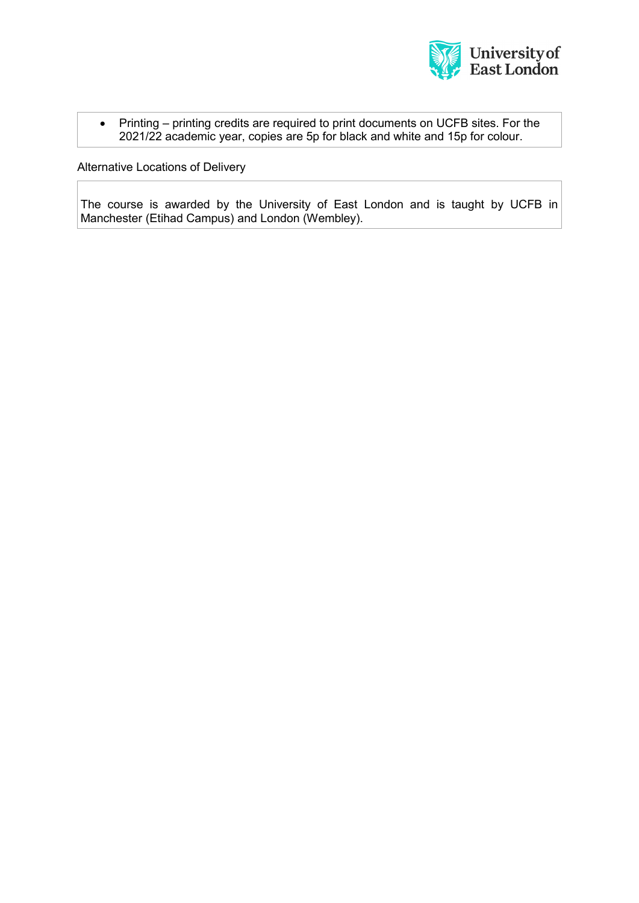- Printing – printing credits are required to print documents on UCFB sites. For the 2021/22 academic year, copies are 5p for black and white and 15p for colour.

Alternative Locations of Delivery

The course is awarded by the University of East London and is taught by UCFB in Manchester (Etihad Campus) and London (Wembley).